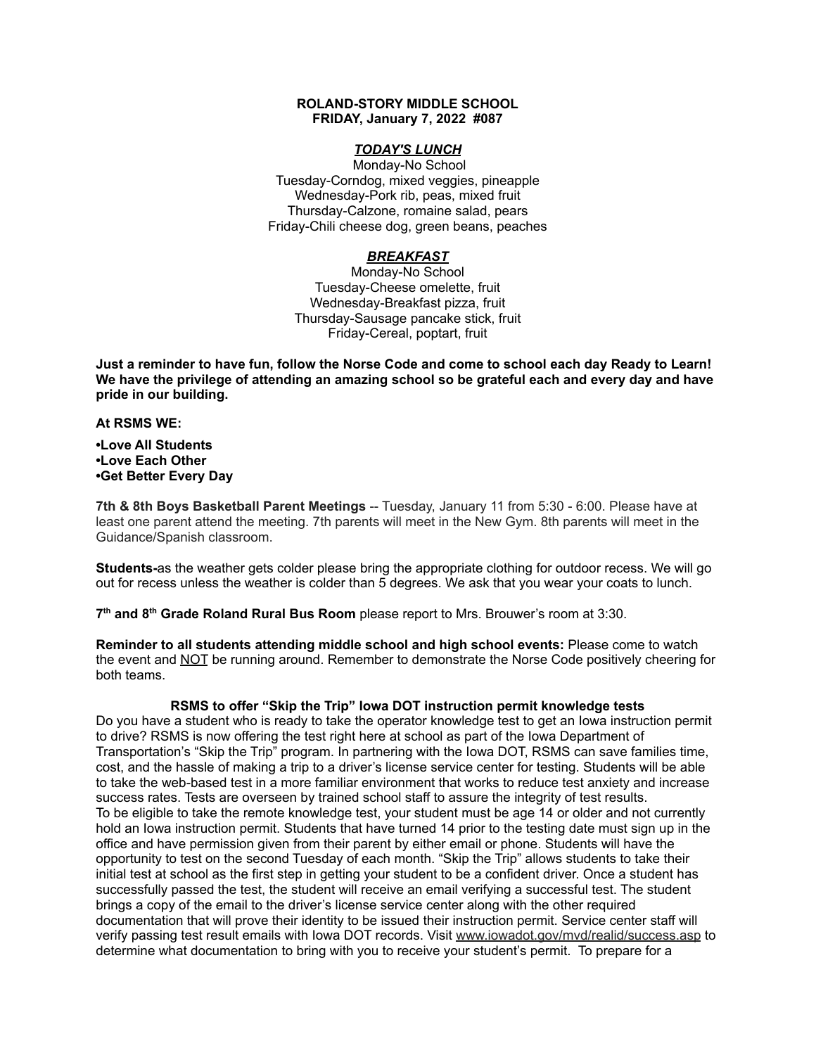**ROLAND-STORY MIDDLE SCHOOL**
**FRIDAY, January 7, 2022 #087**

***TODAY'S LUNCH***

Monday-No School
Tuesday-Corndog, mixed veggies, pineapple
Wednesday-Pork rib, peas, mixed fruit
Thursday-Calzone, romaine salad, pears
Friday-Chili cheese dog, green beans, peaches

***BREAKFAST***

Monday-No School
Tuesday-Cheese omelette, fruit
Wednesday-Breakfast pizza, fruit
Thursday-Sausage pancake stick, fruit
Friday-Cereal, poptart, fruit

**Just a reminder to have fun, follow the Norse Code and come to school each day Ready to Learn! We have the privilege of attending an amazing school so be grateful each and every day and have pride in our building.**

**At RSMS WE:**

**•Love All Students**
**•Love Each Other**
**•Get Better Every Day**

**7th & 8th Boys Basketball Parent Meetings** -- Tuesday, January 11 from 5:30 - 6:00. Please have at least one parent attend the meeting. 7th parents will meet in the New Gym. 8th parents will meet in the Guidance/Spanish classroom.

**Students-**as the weather gets colder please bring the appropriate clothing for outdoor recess. We will go out for recess unless the weather is colder than 5 degrees. We ask that you wear your coats to lunch.

**7th and 8th Grade Roland Rural Bus Room** please report to Mrs. Brouwer's room at 3:30.

**Reminder to all students attending middle school and high school events:** Please come to watch the event and NOT be running around. Remember to demonstrate the Norse Code positively cheering for both teams.

**RSMS to offer "Skip the Trip" Iowa DOT instruction permit knowledge tests**

Do you have a student who is ready to take the operator knowledge test to get an Iowa instruction permit to drive? RSMS is now offering the test right here at school as part of the Iowa Department of Transportation's "Skip the Trip" program. In partnering with the Iowa DOT, RSMS can save families time, cost, and the hassle of making a trip to a driver's license service center for testing. Students will be able to take the web-based test in a more familiar environment that works to reduce test anxiety and increase success rates. Tests are overseen by trained school staff to assure the integrity of test results.
To be eligible to take the remote knowledge test, your student must be age 14 or older and not currently hold an Iowa instruction permit. Students that have turned 14 prior to the testing date must sign up in the office and have permission given from their parent by either email or phone. Students will have the opportunity to test on the second Tuesday of each month. "Skip the Trip" allows students to take their initial test at school as the first step in getting your student to be a confident driver. Once a student has successfully passed the test, the student will receive an email verifying a successful test. The student brings a copy of the email to the driver's license service center along with the other required documentation that will prove their identity to be issued their instruction permit. Service center staff will verify passing test result emails with Iowa DOT records. Visit www.iowadot.gov/mvd/realid/success.asp to determine what documentation to bring with you to receive your student's permit. To prepare for a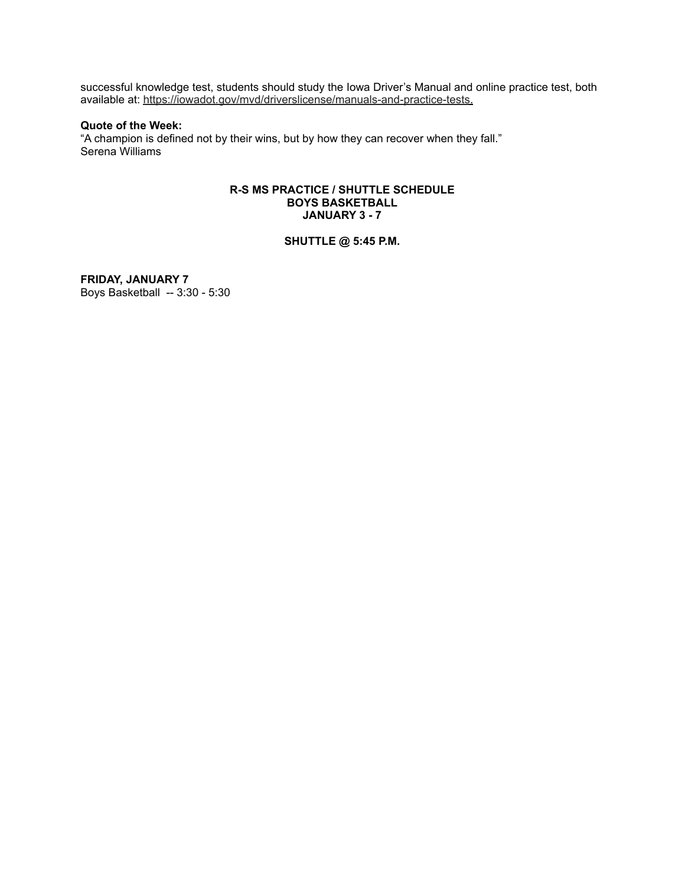successful knowledge test, students should study the Iowa Driver's Manual and online practice test, both available at: https://iowadot.gov/mvd/driverslicense/manuals-and-practice-tests.

**Quote of the Week:**
"A champion is defined not by their wins, but by how they can recover when they fall."
Serena Williams

**R-S MS PRACTICE / SHUTTLE SCHEDULE**
**BOYS BASKETBALL**
**JANUARY 3 - 7**

**SHUTTLE @ 5:45 P.M.**

**FRIDAY, JANUARY 7**
Boys Basketball -- 3:30 - 5:30